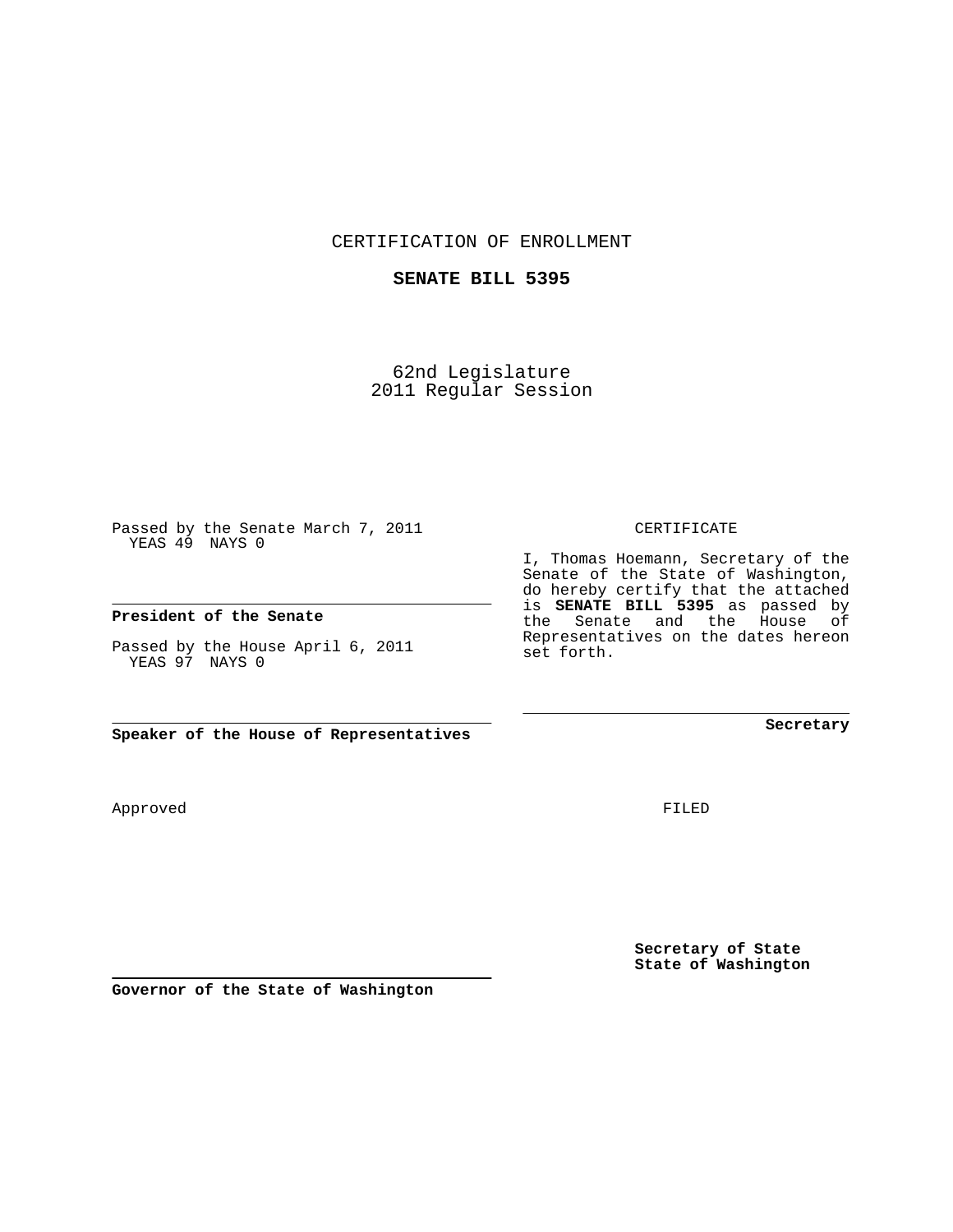CERTIFICATION OF ENROLLMENT

**SENATE BILL 5395**

62nd Legislature
2011 Regular Session

Passed by the Senate March 7, 2011
YEAS 49 NAYS 0

**President of the Senate**

Passed by the House April 6, 2011
YEAS 97 NAYS 0

**Speaker of the House of Representatives**

CERTIFICATE

I, Thomas Hoemann, Secretary of the Senate of the State of Washington, do hereby certify that the attached is **SENATE BILL 5395** as passed by the Senate and the House of Representatives on the dates hereon set forth.

**Secretary**

Approved

FILED

**Secretary of State**
**State of Washington**

**Governor of the State of Washington**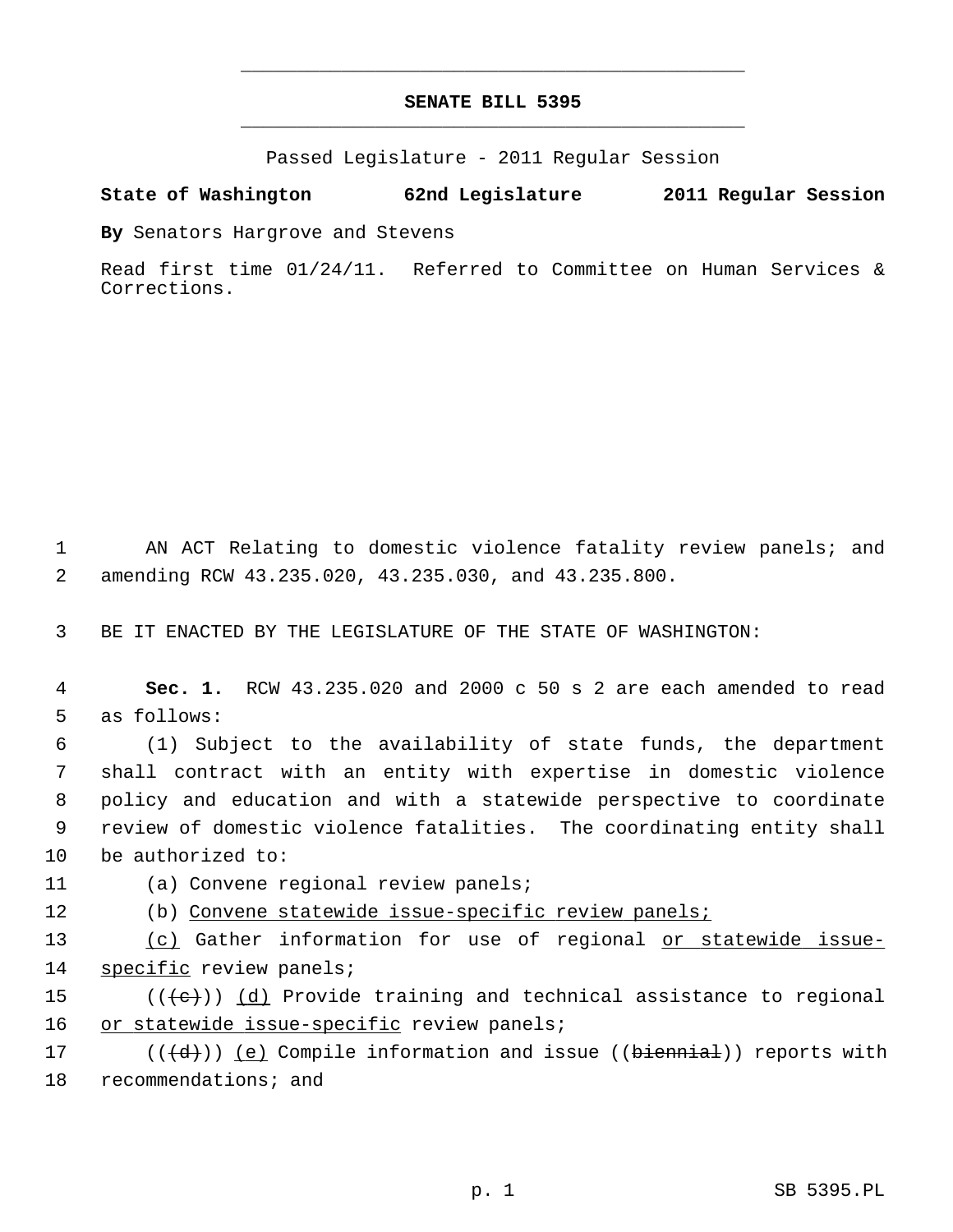---

# SENATE BILL 5395

---

Passed Legislature - 2011 Regular Session

**State of Washington 62nd Legislature 2011 Regular Session**

**By** Senators Hargrove and Stevens

Read first time 01/24/11. Referred to Committee on Human Services & Corrections.

1 AN ACT Relating to domestic violence fatality review panels; and
2 amending RCW 43.235.020, 43.235.030, and 43.235.800.

3 BE IT ENACTED BY THE LEGISLATURE OF THE STATE OF WASHINGTON:

4 **Sec. 1.** RCW 43.235.020 and 2000 c 50 s 2 are each amended to read
5 as follows:

6 (1) Subject to the availability of state funds, the department
7 shall contract with an entity with expertise in domestic violence
8 policy and education and with a statewide perspective to coordinate
9 review of domestic violence fatalities. The coordinating entity shall
10 be authorized to:

11 (a) Convene regional review panels;

12 (b) <u>Convene statewide issue-specific review panels;</u>

13 <u>(c)</u> Gather information for use of regional <u>or statewide issue-</u>
14 <u>specific</u> review panels;

15 ((~~(c)~~)) <u>(d)</u> Provide training and technical assistance to regional
16 <u>or statewide issue-specific</u> review panels;

17 ((~~(d)~~)) <u>(e)</u> Compile information and issue ((~~biennial~~)) reports with
18 recommendations; and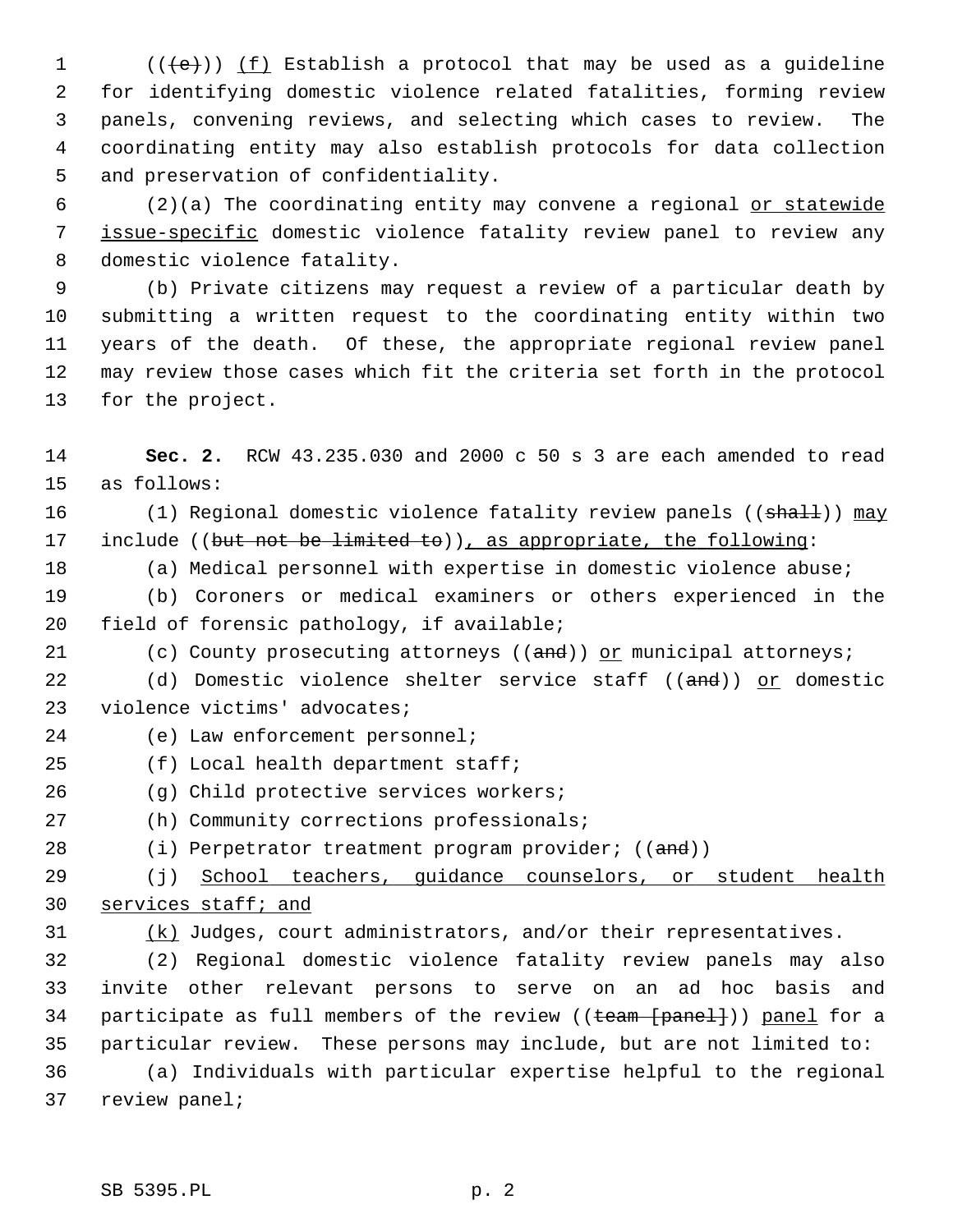(((e))) <u>(f)</u> Establish a protocol that may be used as a guideline for identifying domestic violence related fatalities, forming review panels, convening reviews, and selecting which cases to review. The coordinating entity may also establish protocols for data collection and preservation of confidentiality.

(2)(a) The coordinating entity may convene a regional <u>or statewide issue-specific</u> domestic violence fatality review panel to review any domestic violence fatality.

(b) Private citizens may request a review of a particular death by submitting a written request to the coordinating entity within two years of the death. Of these, the appropriate regional review panel may review those cases which fit the criteria set forth in the protocol for the project.

**Sec. 2.** RCW 43.235.030 and 2000 c 50 s 3 are each amended to read as follows:

(1) Regional domestic violence fatality review panels ((~~shall~~)) <u>may</u> include ((~~but not be limited to~~))<u>, as appropriate, the following</u>:

(a) Medical personnel with expertise in domestic violence abuse;

(b) Coroners or medical examiners or others experienced in the field of forensic pathology, if available;

(c) County prosecuting attorneys ((~~and~~)) <u>or</u> municipal attorneys;

(d) Domestic violence shelter service staff ((~~and~~)) <u>or</u> domestic violence victims' advocates;

(e) Law enforcement personnel;

(f) Local health department staff;

(g) Child protective services workers;

(h) Community corrections professionals;

(i) Perpetrator treatment program provider; ((~~and~~))

(j) <u>School teachers, guidance counselors, or student health services staff; and</u>

<u>(k)</u> Judges, court administrators, and/or their representatives.

(2) Regional domestic violence fatality review panels may also invite other relevant persons to serve on an ad hoc basis and participate as full members of the review ((~~team [panel]~~)) <u>panel</u> for a particular review. These persons may include, but are not limited to:

(a) Individuals with particular expertise helpful to the regional review panel;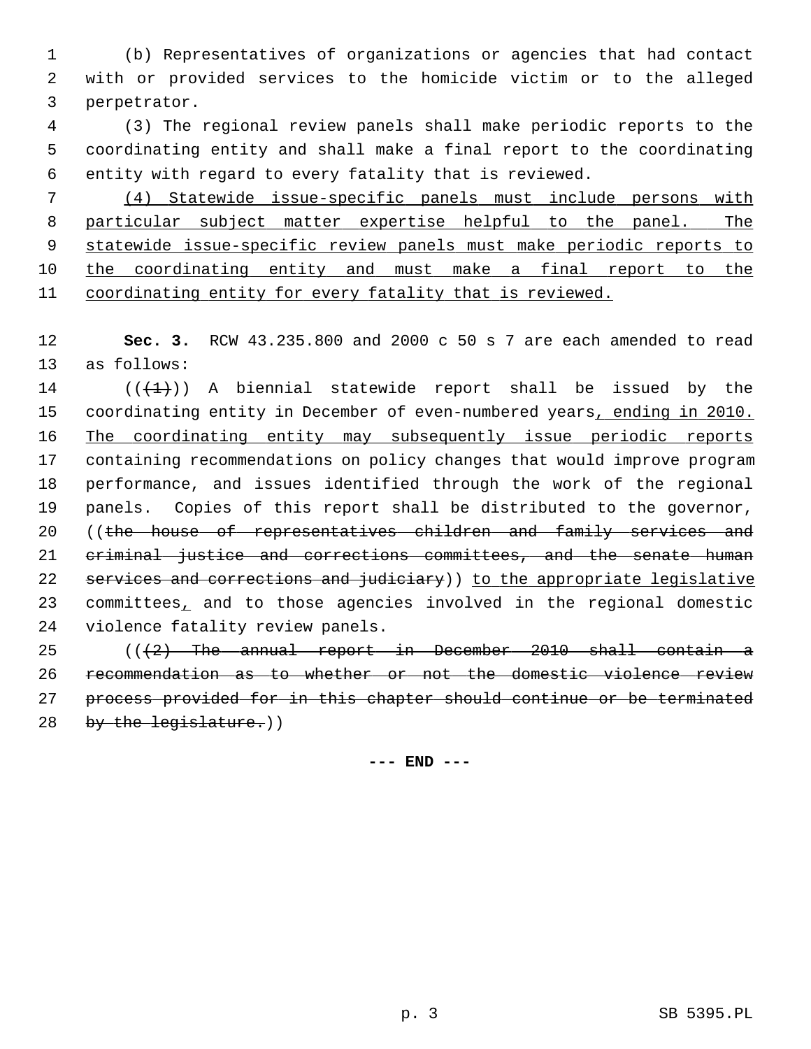(b) Representatives of organizations or agencies that had contact with or provided services to the homicide victim or to the alleged perpetrator.

(3) The regional review panels shall make periodic reports to the coordinating entity and shall make a final report to the coordinating entity with regard to every fatality that is reviewed.

(4) Statewide issue-specific panels must include persons with particular subject matter expertise helpful to the panel. The statewide issue-specific review panels must make periodic reports to the coordinating entity and must make a final report to the coordinating entity for every fatality that is reviewed.

**Sec. 3.** RCW 43.235.800 and 2000 c 50 s 7 are each amended to read as follows:

((~~(1)~~)) A biennial statewide report shall be issued by the coordinating entity in December of even-numbered years, ending in 2010. The coordinating entity may subsequently issue periodic reports containing recommendations on policy changes that would improve program performance, and issues identified through the work of the regional panels. Copies of this report shall be distributed to the governor, ((~~the house of representatives children and family services and criminal justice and corrections committees, and the senate human services and corrections and judiciary~~)) to the appropriate legislative committees, and to those agencies involved in the regional domestic violence fatality review panels.

((~~(2) The annual report in December 2010 shall contain a recommendation as to whether or not the domestic violence review process provided for in this chapter should continue or be terminated by the legislature.~~))

**--- END ---**